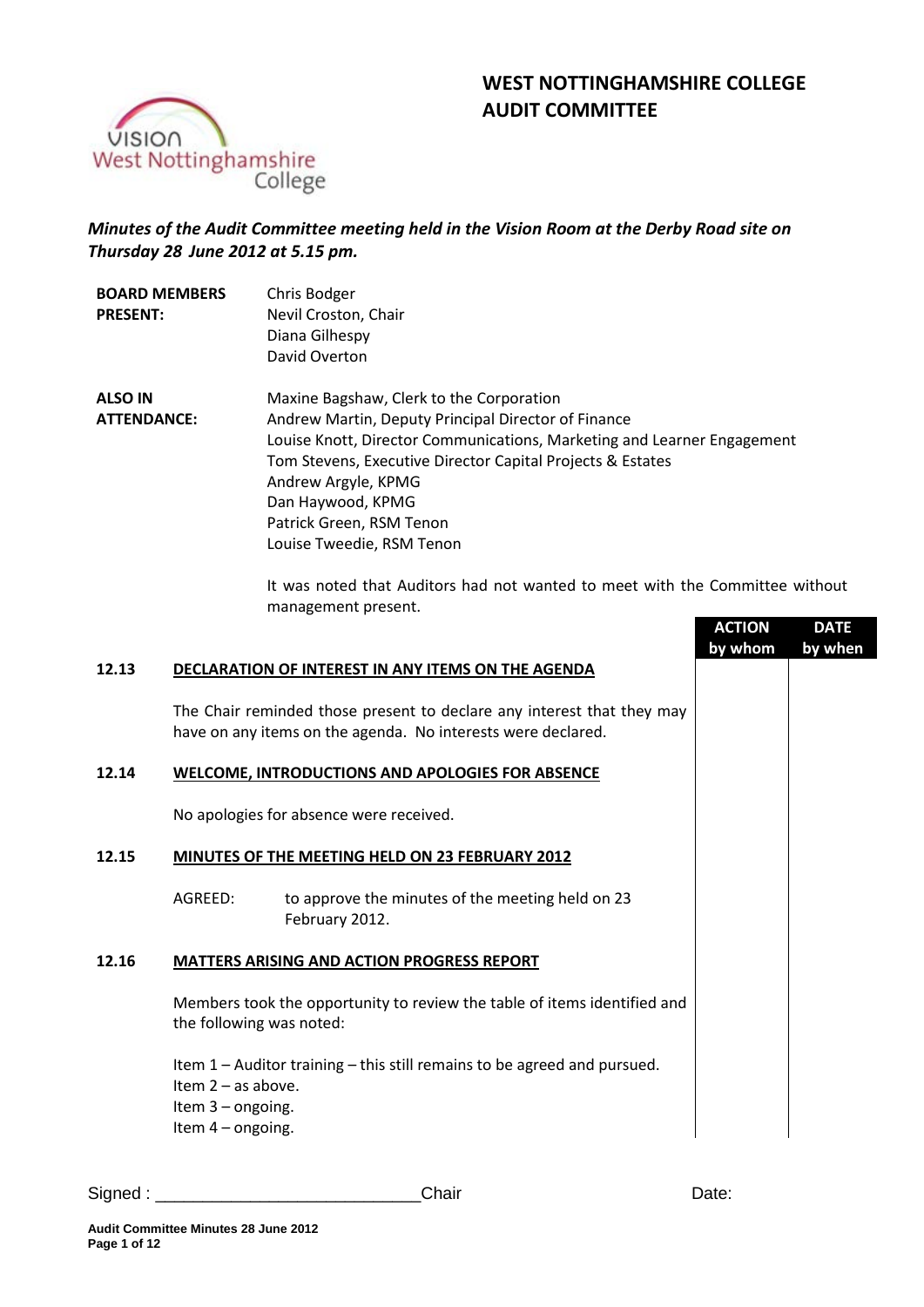# WEST NOTTINGHAMSHIRE COLLEGE
# AUDIT COMMITTEE

*Minutes of the Audit Committee meeting held in the Vision Room at the Derby Road site on Thursday 28 June 2012 at 5.15 pm.*

**BOARD MEMBERS PRESENT:**
Chris Bodger
Nevil Croston, Chair
Diana Gilhespy
David Overton

**ALSO IN ATTENDANCE:**
Maxine Bagshaw, Clerk to the Corporation
Andrew Martin, Deputy Principal Director of Finance
Louise Knott, Director Communications, Marketing and Learner Engagement
Tom Stevens, Executive Director Capital Projects & Estates
Andrew Argyle, KPMG
Dan Haywood, KPMG
Patrick Green, RSM Tenon
Louise Tweedie, RSM Tenon

It was noted that Auditors had not wanted to meet with the Committee without management present.

| | | ACTION by whom | DATE by when |
|---|---|---|---|

**12.13 DECLARATION OF INTEREST IN ANY ITEMS ON THE AGENDA**

The Chair reminded those present to declare any interest that they may have on any items on the agenda. No interests were declared.

**12.14 WELCOME, INTRODUCTIONS AND APOLOGIES FOR ABSENCE**

No apologies for absence were received.

**12.15 MINUTES OF THE MEETING HELD ON 23 FEBRUARY 2012**

AGREED: to approve the minutes of the meeting held on 23 February 2012.

**12.16 MATTERS ARISING AND ACTION PROGRESS REPORT**

Members took the opportunity to review the table of items identified and the following was noted:

Item 1 – Auditor training – this still remains to be agreed and pursued.
Item 2 – as above.
Item 3 – ongoing.
Item 4 – ongoing.

Signed : ____________________________Chair Date: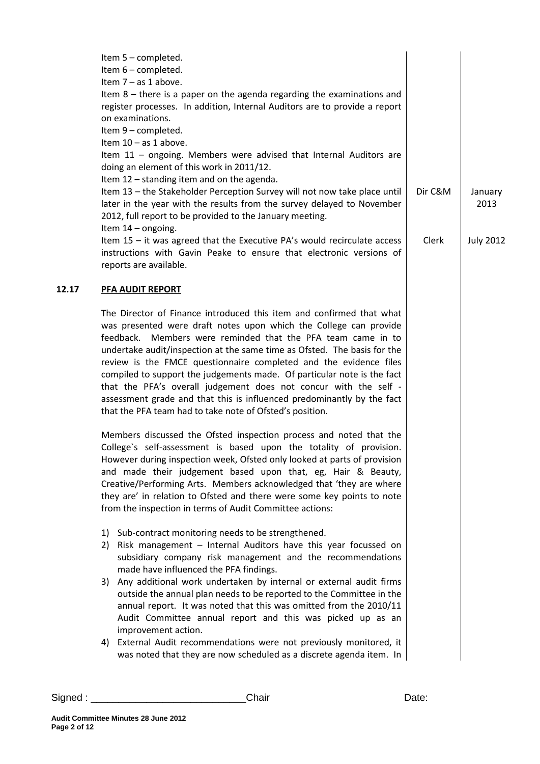| | | Action | Date |
|---|---|---|---|
| | Item 5 – completed.<br>Item 6 – completed.<br>Item 7 – as 1 above.<br>Item 8 – there is a paper on the agenda regarding the examinations and register processes. In addition, Internal Auditors are to provide a report on examinations.<br>Item 9 – completed.<br>Item 10 – as 1 above.<br>Item 11 – ongoing. Members were advised that Internal Auditors are doing an element of this work in 2011/12.<br>Item 12 – standing item and on the agenda. | | |
| | Item 13 – the Stakeholder Perception Survey will not now take place until later in the year with the results from the survey delayed to November 2012, full report to be provided to the January meeting.<br>Item 14 – ongoing. | Dir C&M | January 2013 |
| | Item 15 – it was agreed that the Executive PA's would recirculate access instructions with Gavin Peake to ensure that electronic versions of reports are available. | Clerk | July 2012 |

**12.17 PFA AUDIT REPORT**

The Director of Finance introduced this item and confirmed that what was presented were draft notes upon which the College can provide feedback. Members were reminded that the PFA team came in to undertake audit/inspection at the same time as Ofsted. The basis for the review is the FMCE questionnaire completed and the evidence files compiled to support the judgements made. Of particular note is the fact that the PFA's overall judgement does not concur with the self - assessment grade and that this is influenced predominantly by the fact that the PFA team had to take note of Ofsted's position.

Members discussed the Ofsted inspection process and noted that the College`s self-assessment is based upon the totality of provision. However during inspection week, Ofsted only looked at parts of provision and made their judgement based upon that, eg, Hair & Beauty, Creative/Performing Arts. Members acknowledged that 'they are where they are' in relation to Ofsted and there were some key points to note from the inspection in terms of Audit Committee actions:

1) Sub-contract monitoring needs to be strengthened.
2) Risk management – Internal Auditors have this year focussed on subsidiary company risk management and the recommendations made have influenced the PFA findings.
3) Any additional work undertaken by internal or external audit firms outside the annual plan needs to be reported to the Committee in the annual report. It was noted that this was omitted from the 2010/11 Audit Committee annual report and this was picked up as an improvement action.
4) External Audit recommendations were not previously monitored, it was noted that they are now scheduled as a discrete agenda item. In

Signed : ____________________________Chair Date: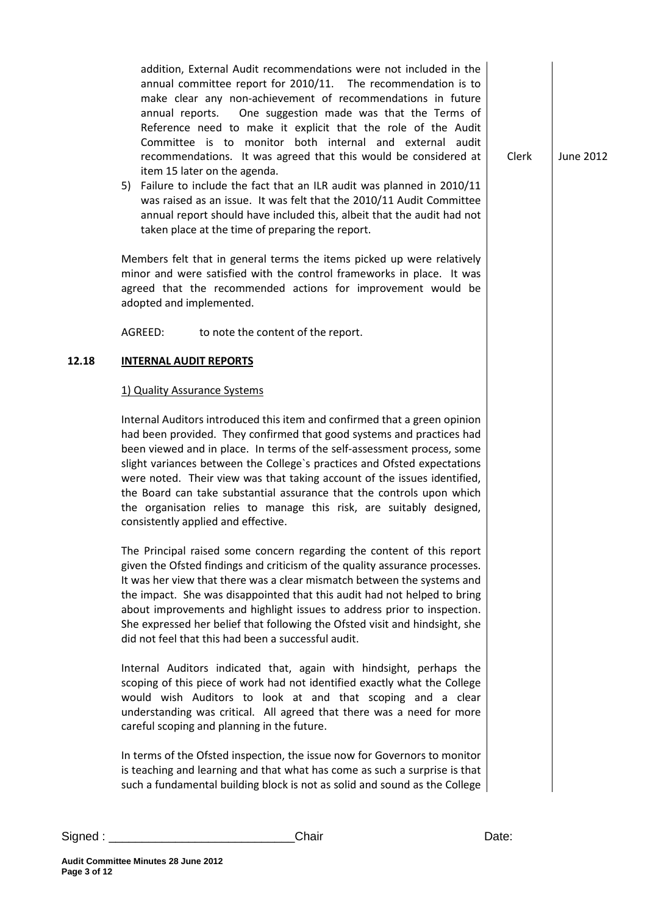addition, External Audit recommendations were not included in the annual committee report for 2010/11. The recommendation is to make clear any non-achievement of recommendations in future annual reports. One suggestion made was that the Terms of Reference need to make it explicit that the role of the Audit Committee is to monitor both internal and external audit recommendations. It was agreed that this would be considered at item 15 later on the agenda. — Clerk — June 2012

5) Failure to include the fact that an ILR audit was planned in 2010/11 was raised as an issue. It was felt that the 2010/11 Audit Committee annual report should have included this, albeit that the audit had not taken place at the time of preparing the report.

Members felt that in general terms the items picked up were relatively minor and were satisfied with the control frameworks in place. It was agreed that the recommended actions for improvement would be adopted and implemented.

AGREED: to note the content of the report.

## 12.18 INTERNAL AUDIT REPORTS

1) Quality Assurance Systems

Internal Auditors introduced this item and confirmed that a green opinion had been provided. They confirmed that good systems and practices had been viewed and in place. In terms of the self-assessment process, some slight variances between the College`s practices and Ofsted expectations were noted. Their view was that taking account of the issues identified, the Board can take substantial assurance that the controls upon which the organisation relies to manage this risk, are suitably designed, consistently applied and effective.

The Principal raised some concern regarding the content of this report given the Ofsted findings and criticism of the quality assurance processes. It was her view that there was a clear mismatch between the systems and the impact. She was disappointed that this audit had not helped to bring about improvements and highlight issues to address prior to inspection. She expressed her belief that following the Ofsted visit and hindsight, she did not feel that this had been a successful audit.

Internal Auditors indicated that, again with hindsight, perhaps the scoping of this piece of work had not identified exactly what the College would wish Auditors to look at and that scoping and a clear understanding was critical. All agreed that there was a need for more careful scoping and planning in the future.

In terms of the Ofsted inspection, the issue now for Governors to monitor is teaching and learning and that what has come as such a surprise is that such a fundamental building block is not as solid and sound as the College

Signed : ___________________________Chair Date: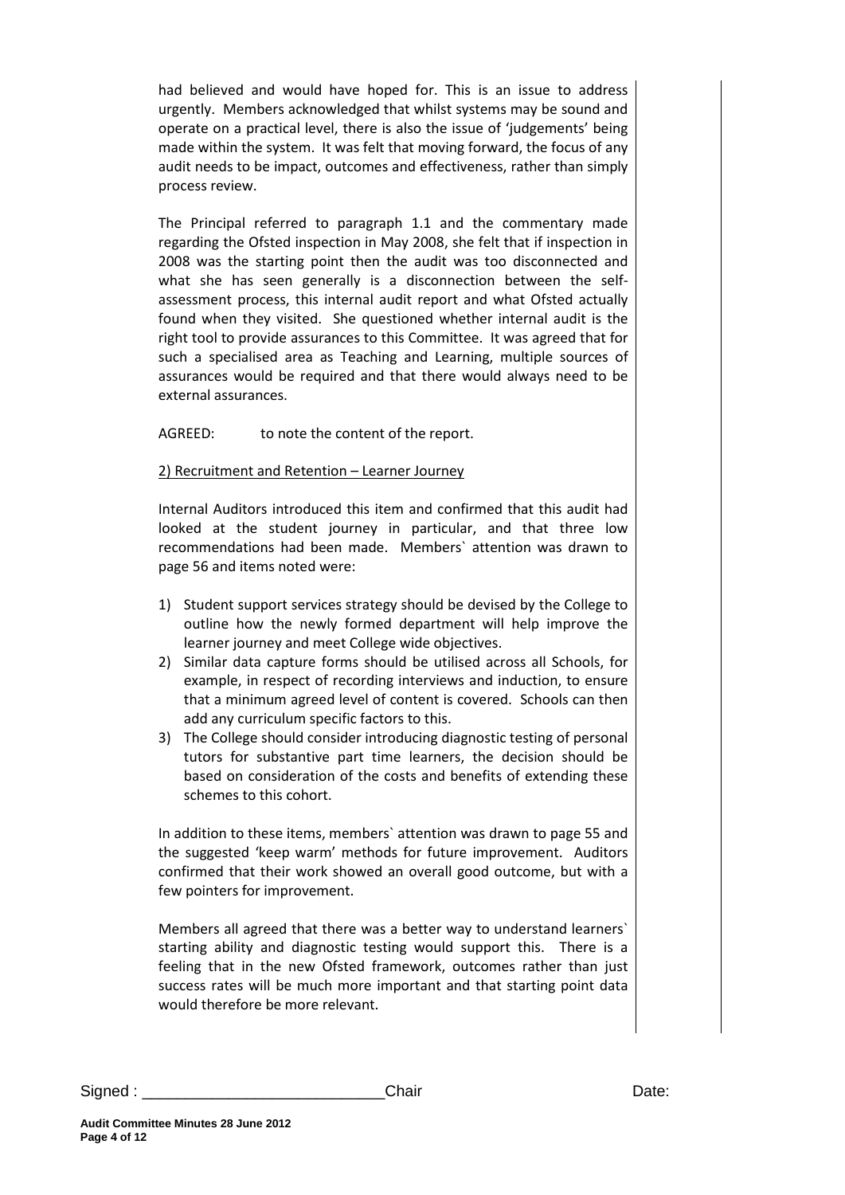had believed and would have hoped for. This is an issue to address urgently. Members acknowledged that whilst systems may be sound and operate on a practical level, there is also the issue of 'judgements' being made within the system. It was felt that moving forward, the focus of any audit needs to be impact, outcomes and effectiveness, rather than simply process review.

The Principal referred to paragraph 1.1 and the commentary made regarding the Ofsted inspection in May 2008, she felt that if inspection in 2008 was the starting point then the audit was too disconnected and what she has seen generally is a disconnection between the self-assessment process, this internal audit report and what Ofsted actually found when they visited. She questioned whether internal audit is the right tool to provide assurances to this Committee. It was agreed that for such a specialised area as Teaching and Learning, multiple sources of assurances would be required and that there would always need to be external assurances.

AGREED: to note the content of the report.

2) Recruitment and Retention – Learner Journey

Internal Auditors introduced this item and confirmed that this audit had looked at the student journey in particular, and that three low recommendations had been made. Members` attention was drawn to page 56 and items noted were:

1) Student support services strategy should be devised by the College to outline how the newly formed department will help improve the learner journey and meet College wide objectives.
2) Similar data capture forms should be utilised across all Schools, for example, in respect of recording interviews and induction, to ensure that a minimum agreed level of content is covered. Schools can then add any curriculum specific factors to this.
3) The College should consider introducing diagnostic testing of personal tutors for substantive part time learners, the decision should be based on consideration of the costs and benefits of extending these schemes to this cohort.

In addition to these items, members` attention was drawn to page 55 and the suggested 'keep warm' methods for future improvement. Auditors confirmed that their work showed an overall good outcome, but with a few pointers for improvement.

Members all agreed that there was a better way to understand learners` starting ability and diagnostic testing would support this. There is a feeling that in the new Ofsted framework, outcomes rather than just success rates will be much more important and that starting point data would therefore be more relevant.

Signed : ____________________________Chair Date: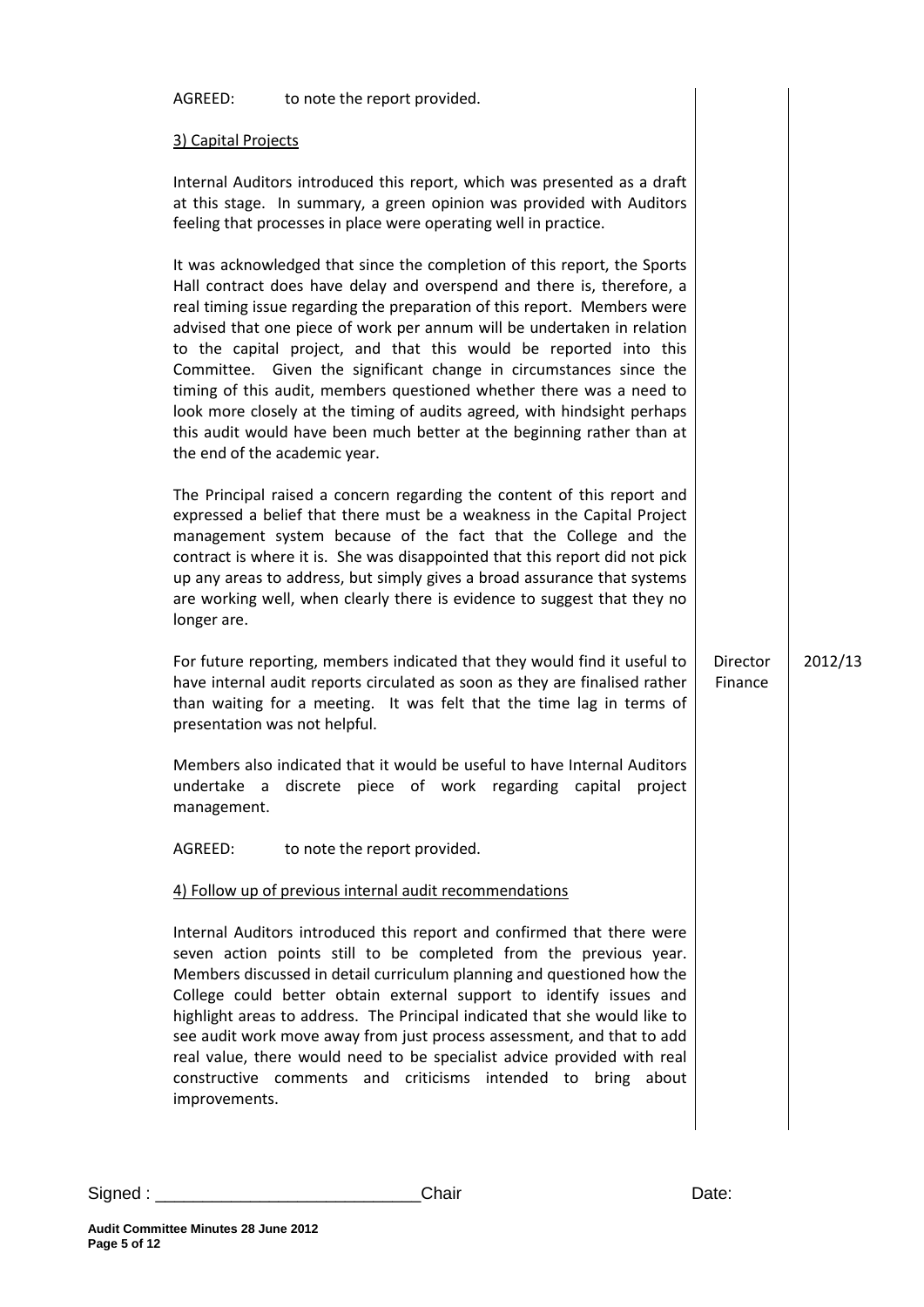AGREED: to note the report provided.

3) Capital Projects

Internal Auditors introduced this report, which was presented as a draft at this stage. In summary, a green opinion was provided with Auditors feeling that processes in place were operating well in practice.

It was acknowledged that since the completion of this report, the Sports Hall contract does have delay and overspend and there is, therefore, a real timing issue regarding the preparation of this report. Members were advised that one piece of work per annum will be undertaken in relation to the capital project, and that this would be reported into this Committee. Given the significant change in circumstances since the timing of this audit, members questioned whether there was a need to look more closely at the timing of audits agreed, with hindsight perhaps this audit would have been much better at the beginning rather than at the end of the academic year.

The Principal raised a concern regarding the content of this report and expressed a belief that there must be a weakness in the Capital Project management system because of the fact that the College and the contract is where it is. She was disappointed that this report did not pick up any areas to address, but simply gives a broad assurance that systems are working well, when clearly there is evidence to suggest that they no longer are.

| | | |
|---|---|---|
| For future reporting, members indicated that they would find it useful to have internal audit reports circulated as soon as they are finalised rather than waiting for a meeting. It was felt that the time lag in terms of presentation was not helpful. | Director Finance | 2012/13 |

Members also indicated that it would be useful to have Internal Auditors undertake a discrete piece of work regarding capital project management.

AGREED: to note the report provided.

4) Follow up of previous internal audit recommendations

Internal Auditors introduced this report and confirmed that there were seven action points still to be completed from the previous year. Members discussed in detail curriculum planning and questioned how the College could better obtain external support to identify issues and highlight areas to address. The Principal indicated that she would like to see audit work move away from just process assessment, and that to add real value, there would need to be specialist advice provided with real constructive comments and criticisms intended to bring about improvements.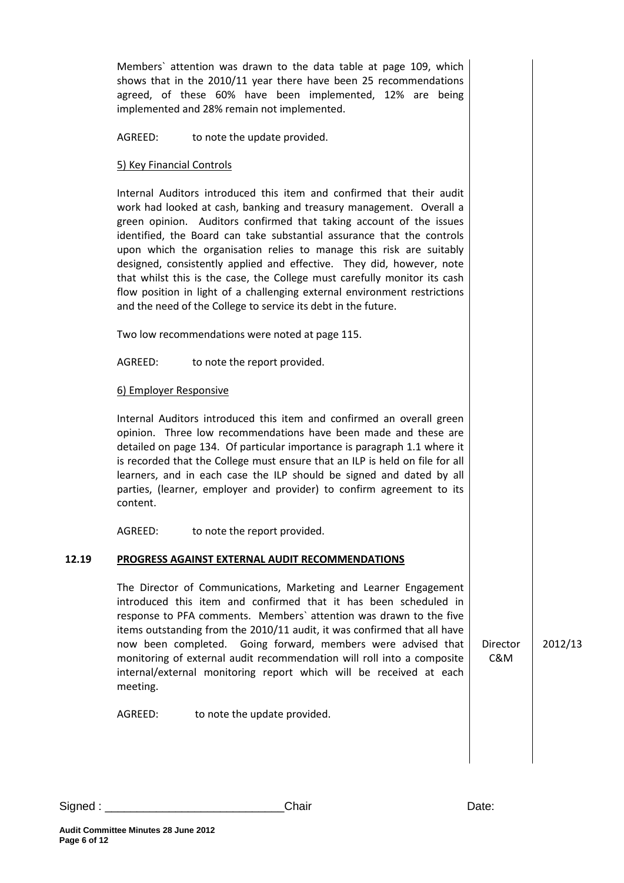Members` attention was drawn to the data table at page 109, which shows that in the 2010/11 year there have been 25 recommendations agreed, of these 60% have been implemented, 12% are being implemented and 28% remain not implemented.

AGREED: to note the update provided.

5) Key Financial Controls

Internal Auditors introduced this item and confirmed that their audit work had looked at cash, banking and treasury management. Overall a green opinion. Auditors confirmed that taking account of the issues identified, the Board can take substantial assurance that the controls upon which the organisation relies to manage this risk are suitably designed, consistently applied and effective. They did, however, note that whilst this is the case, the College must carefully monitor its cash flow position in light of a challenging external environment restrictions and the need of the College to service its debt in the future.

Two low recommendations were noted at page 115.

AGREED: to note the report provided.

6) Employer Responsive

Internal Auditors introduced this item and confirmed an overall green opinion. Three low recommendations have been made and these are detailed on page 134. Of particular importance is paragraph 1.1 where it is recorded that the College must ensure that an ILP is held on file for all learners, and in each case the ILP should be signed and dated by all parties, (learner, employer and provider) to confirm agreement to its content.

AGREED: to note the report provided.

## 12.19 PROGRESS AGAINST EXTERNAL AUDIT RECOMMENDATIONS

| | | |
|---|---|---|
| The Director of Communications, Marketing and Learner Engagement introduced this item and confirmed that it has been scheduled in response to PFA comments. Members` attention was drawn to the five items outstanding from the 2010/11 audit, it was confirmed that all have now been completed. Going forward, members were advised that monitoring of external audit recommendation will roll into a composite internal/external monitoring report which will be received at each meeting. | Director C&M | 2012/13 |

AGREED: to note the update provided.

Signed : ___________________________Chair Date: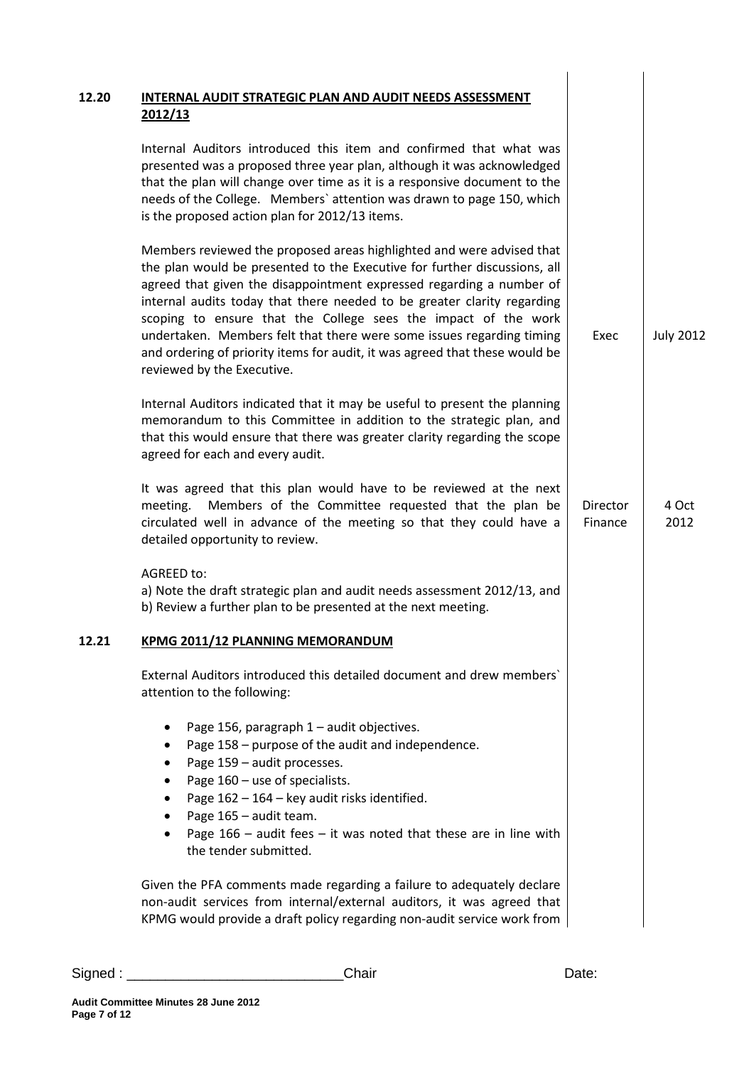## 12.20 INTERNAL AUDIT STRATEGIC PLAN AND AUDIT NEEDS ASSESSMENT 2012/13

| | Action | Date |
|---|---|---|
| Internal Auditors introduced this item and confirmed that what was presented was a proposed three year plan, although it was acknowledged that the plan will change over time as it is a responsive document to the needs of the College. Members` attention was drawn to page 150, which is the proposed action plan for 2012/13 items. | | |
| Members reviewed the proposed areas highlighted and were advised that the plan would be presented to the Executive for further discussions, all agreed that given the disappointment expressed regarding a number of internal audits today that there needed to be greater clarity regarding scoping to ensure that the College sees the impact of the work undertaken. Members felt that there were some issues regarding timing and ordering of priority items for audit, it was agreed that these would be reviewed by the Executive. | Exec | July 2012 |
| Internal Auditors indicated that it may be useful to present the planning memorandum to this Committee in addition to the strategic plan, and that this would ensure that there was greater clarity regarding the scope agreed for each and every audit. | | |
| It was agreed that this plan would have to be reviewed at the next meeting. Members of the Committee requested that the plan be circulated well in advance of the meeting so that they could have a detailed opportunity to review. | Director Finance | 4 Oct 2012 |

AGREED to:

a) Note the draft strategic plan and audit needs assessment 2012/13, and

b) Review a further plan to be presented at the next meeting.

## 12.21 KPMG 2011/12 PLANNING MEMORANDUM

External Auditors introduced this detailed document and drew members` attention to the following:

- Page 156, paragraph 1 – audit objectives.
- Page 158 – purpose of the audit and independence.
- Page 159 – audit processes.
- Page 160 – use of specialists.
- Page 162 – 164 – key audit risks identified.
- Page 165 – audit team.
- Page 166 – audit fees – it was noted that these are in line with the tender submitted.

Given the PFA comments made regarding a failure to adequately declare non-audit services from internal/external auditors, it was agreed that KPMG would provide a draft policy regarding non-audit service work from

Signed : ____________________________Chair Date: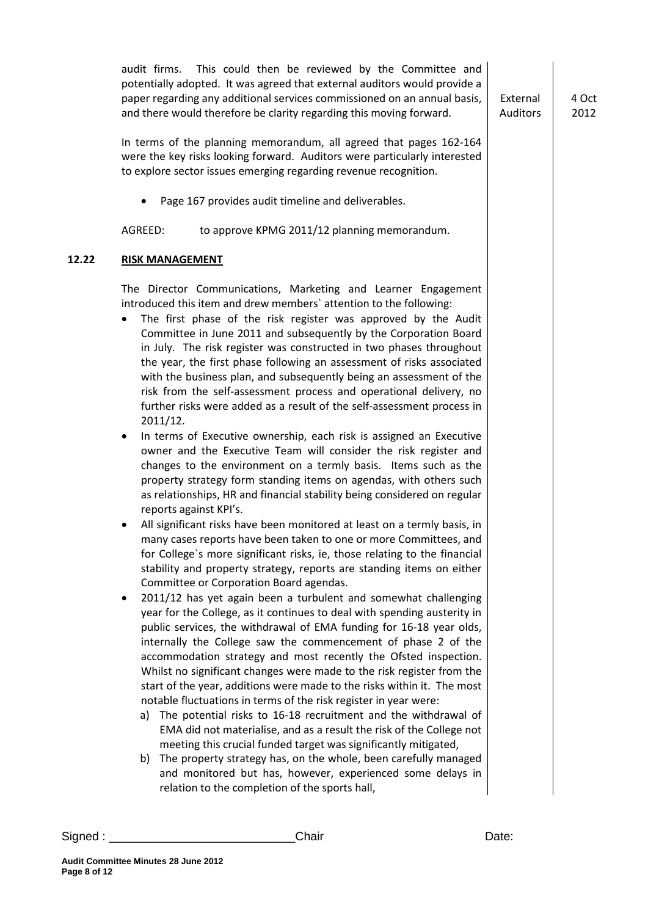audit firms. This could then be reviewed by the Committee and potentially adopted. It was agreed that external auditors would provide a paper regarding any additional services commissioned on an annual basis, and there would therefore be clarity regarding this moving forward. | External Auditors | 4 Oct 2012

In terms of the planning memorandum, all agreed that pages 162-164 were the key risks looking forward. Auditors were particularly interested to explore sector issues emerging regarding revenue recognition.

- Page 167 provides audit timeline and deliverables.

AGREED: to approve KPMG 2011/12 planning memorandum.

**12.22 RISK MANAGEMENT**

The Director Communications, Marketing and Learner Engagement introduced this item and drew members` attention to the following:

- The first phase of the risk register was approved by the Audit Committee in June 2011 and subsequently by the Corporation Board in July. The risk register was constructed in two phases throughout the year, the first phase following an assessment of risks associated with the business plan, and subsequently being an assessment of the risk from the self-assessment process and operational delivery, no further risks were added as a result of the self-assessment process in 2011/12.
- In terms of Executive ownership, each risk is assigned an Executive owner and the Executive Team will consider the risk register and changes to the environment on a termly basis. Items such as the property strategy form standing items on agendas, with others such as relationships, HR and financial stability being considered on regular reports against KPI's.
- All significant risks have been monitored at least on a termly basis, in many cases reports have been taken to one or more Committees, and for College`s more significant risks, ie, those relating to the financial stability and property strategy, reports are standing items on either Committee or Corporation Board agendas.
- 2011/12 has yet again been a turbulent and somewhat challenging year for the College, as it continues to deal with spending austerity in public services, the withdrawal of EMA funding for 16-18 year olds, internally the College saw the commencement of phase 2 of the accommodation strategy and most recently the Ofsted inspection. Whilst no significant changes were made to the risk register from the start of the year, additions were made to the risks within it. The most notable fluctuations in terms of the risk register in year were:
  a) The potential risks to 16-18 recruitment and the withdrawal of EMA did not materialise, and as a result the risk of the College not meeting this crucial funded target was significantly mitigated,
  b) The property strategy has, on the whole, been carefully managed and monitored but has, however, experienced some delays in relation to the completion of the sports hall,

Signed : \_\_\_\_\_\_\_\_\_\_\_\_\_\_\_\_\_\_\_\_\_\_\_\_\_\_\_\_Chair Date: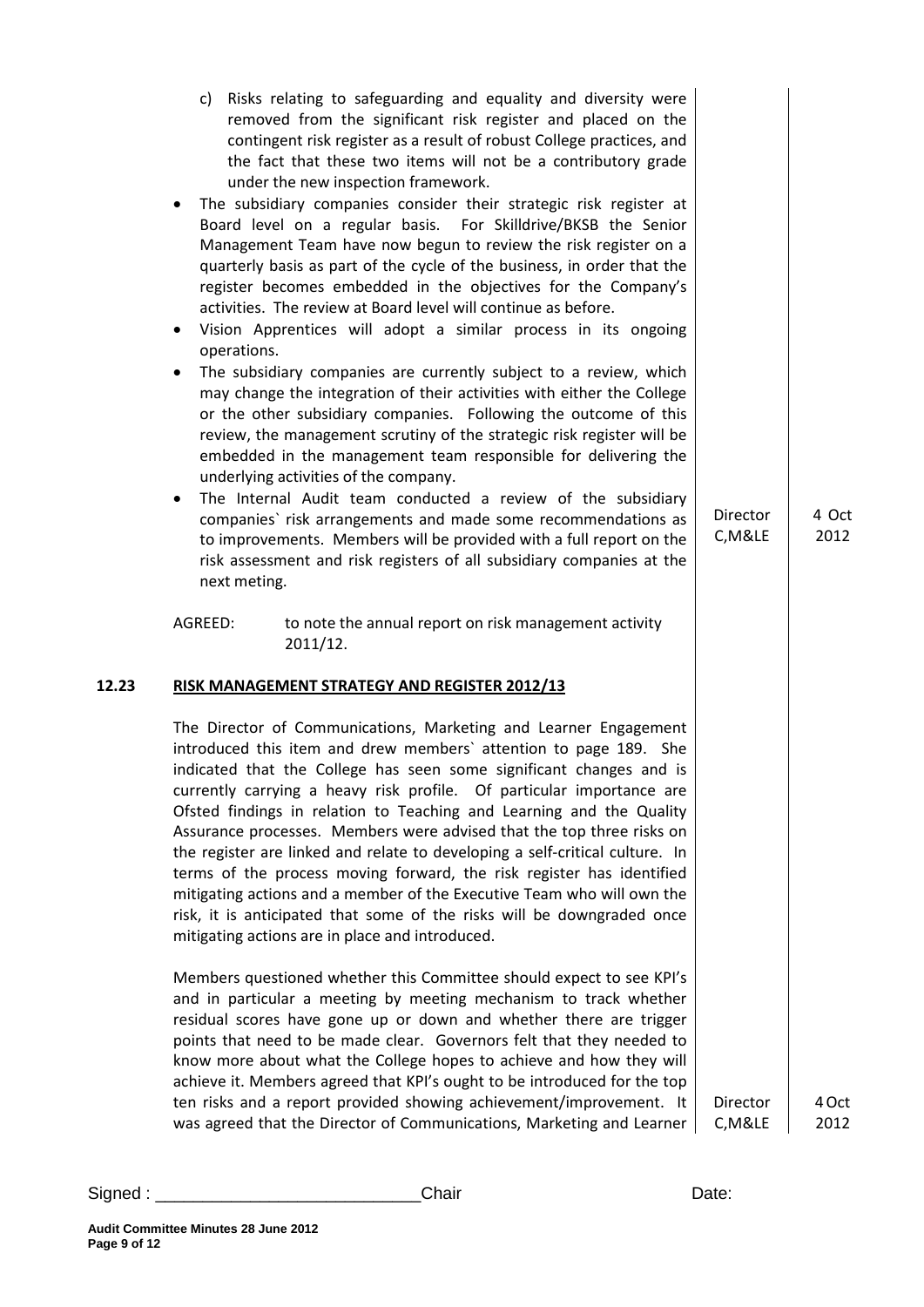c) Risks relating to safeguarding and equality and diversity were removed from the significant risk register and placed on the contingent risk register as a result of robust College practices, and the fact that these two items will not be a contributory grade under the new inspection framework.

- The subsidiary companies consider their strategic risk register at Board level on a regular basis. For Skilldrive/BKSB the Senior Management Team have now begun to review the risk register on a quarterly basis as part of the cycle of the business, in order that the register becomes embedded in the objectives for the Company's activities. The review at Board level will continue as before.
- Vision Apprentices will adopt a similar process in its ongoing operations.
- The subsidiary companies are currently subject to a review, which may change the integration of their activities with either the College or the other subsidiary companies. Following the outcome of this review, the management scrutiny of the strategic risk register will be embedded in the management team responsible for delivering the underlying activities of the company.
- The Internal Audit team conducted a review of the subsidiary companies` risk arrangements and made some recommendations as to improvements. Members will be provided with a full report on the risk assessment and risk registers of all subsidiary companies at the next meting. — **Director C,M&LE — 4 Oct 2012**

AGREED: to note the annual report on risk management activity 2011/12.

## 12.23 RISK MANAGEMENT STRATEGY AND REGISTER 2012/13

The Director of Communications, Marketing and Learner Engagement introduced this item and drew members` attention to page 189. She indicated that the College has seen some significant changes and is currently carrying a heavy risk profile. Of particular importance are Ofsted findings in relation to Teaching and Learning and the Quality Assurance processes. Members were advised that the top three risks on the register are linked and relate to developing a self-critical culture. In terms of the process moving forward, the risk register has identified mitigating actions and a member of the Executive Team who will own the risk, it is anticipated that some of the risks will be downgraded once mitigating actions are in place and introduced.

Members questioned whether this Committee should expect to see KPI's and in particular a meeting by meeting mechanism to track whether residual scores have gone up or down and whether there are trigger points that need to be made clear. Governors felt that they needed to know more about what the College hopes to achieve and how they will achieve it. Members agreed that KPI's ought to be introduced for the top ten risks and a report provided showing achievement/improvement. It was agreed that the Director of Communications, Marketing and Learner — **Director C,M&LE — 4 Oct 2012**

Signed : ___________________________Chair Date: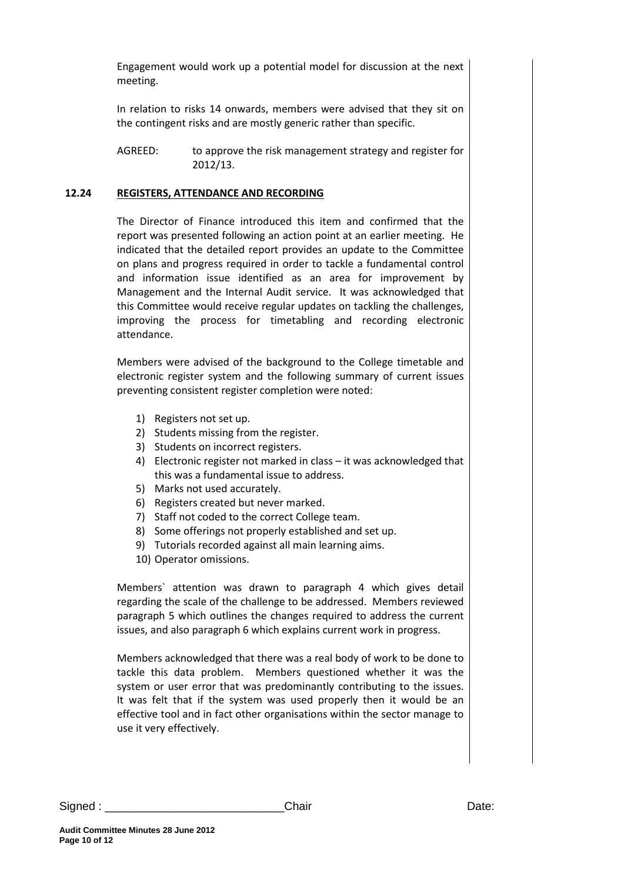Engagement would work up a potential model for discussion at the next meeting.

In relation to risks 14 onwards, members were advised that they sit on the contingent risks and are mostly generic rather than specific.

AGREED: to approve the risk management strategy and register for 2012/13.

## 12.24 REGISTERS, ATTENDANCE AND RECORDING

The Director of Finance introduced this item and confirmed that the report was presented following an action point at an earlier meeting. He indicated that the detailed report provides an update to the Committee on plans and progress required in order to tackle a fundamental control and information issue identified as an area for improvement by Management and the Internal Audit service. It was acknowledged that this Committee would receive regular updates on tackling the challenges, improving the process for timetabling and recording electronic attendance.

Members were advised of the background to the College timetable and electronic register system and the following summary of current issues preventing consistent register completion were noted:

1) Registers not set up.
2) Students missing from the register.
3) Students on incorrect registers.
4) Electronic register not marked in class – it was acknowledged that this was a fundamental issue to address.
5) Marks not used accurately.
6) Registers created but never marked.
7) Staff not coded to the correct College team.
8) Some offerings not properly established and set up.
9) Tutorials recorded against all main learning aims.
10) Operator omissions.

Members` attention was drawn to paragraph 4 which gives detail regarding the scale of the challenge to be addressed. Members reviewed paragraph 5 which outlines the changes required to address the current issues, and also paragraph 6 which explains current work in progress.

Members acknowledged that there was a real body of work to be done to tackle this data problem. Members questioned whether it was the system or user error that was predominantly contributing to the issues. It was felt that if the system was used properly then it would be an effective tool and in fact other organisations within the sector manage to use it very effectively.

Signed : ___________________________Chair Date: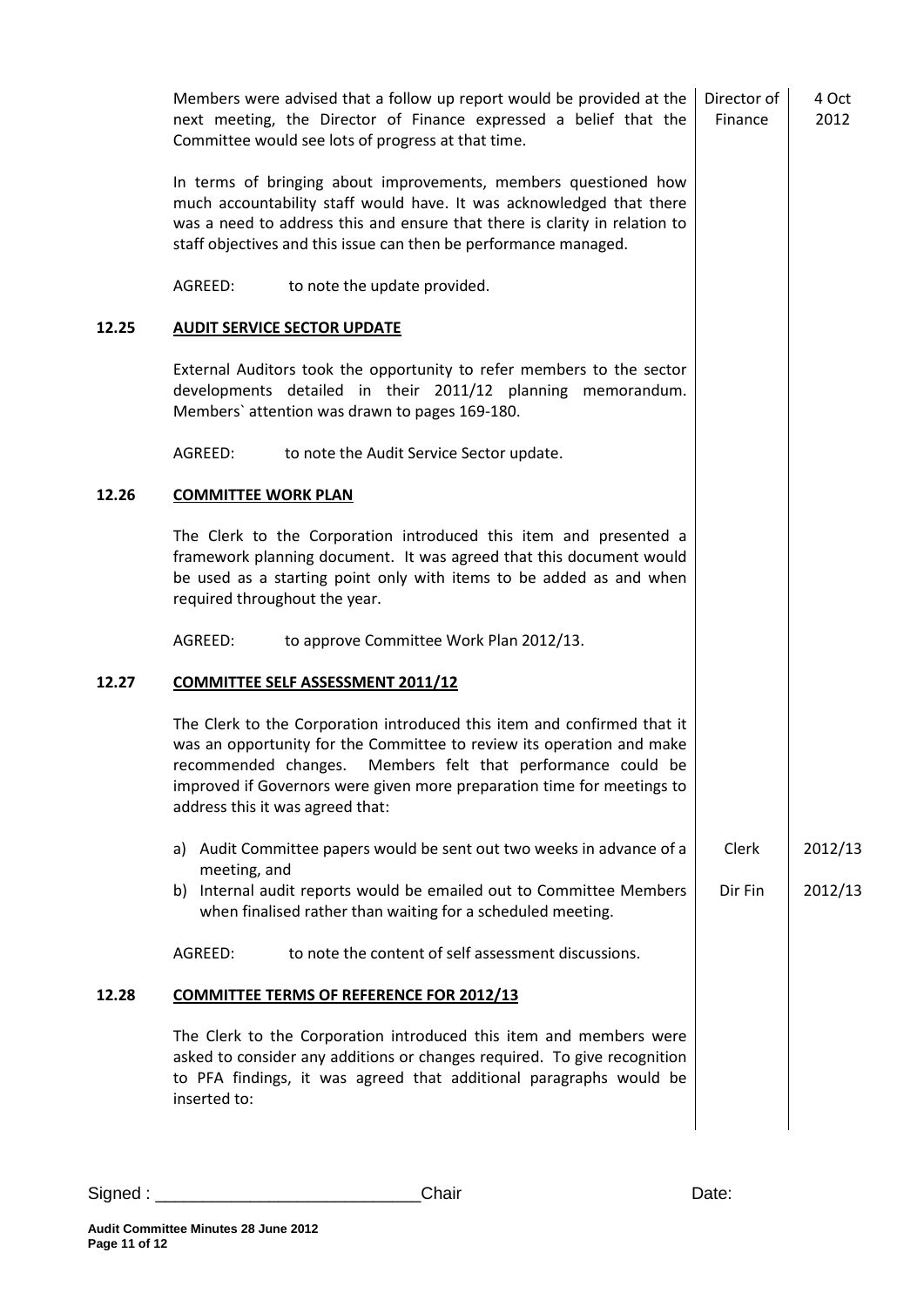| | | | |
|---|---|---|---|
| | Members were advised that a follow up report would be provided at the next meeting, the Director of Finance expressed a belief that the Committee would see lots of progress at that time. | Director of Finance | 4 Oct 2012 |
| | In terms of bringing about improvements, members questioned how much accountability staff would have. It was acknowledged that there was a need to address this and ensure that there is clarity in relation to staff objectives and this issue can then be performance managed. | | |
| | AGREED: to note the update provided. | | |
| **12.25** | **AUDIT SERVICE SECTOR UPDATE** | | |
| | External Auditors took the opportunity to refer members to the sector developments detailed in their 2011/12 planning memorandum. Members` attention was drawn to pages 169-180. | | |
| | AGREED: to note the Audit Service Sector update. | | |
| **12.26** | **COMMITTEE WORK PLAN** | | |
| | The Clerk to the Corporation introduced this item and presented a framework planning document. It was agreed that this document would be used as a starting point only with items to be added as and when required throughout the year. | | |
| | AGREED: to approve Committee Work Plan 2012/13. | | |
| **12.27** | **COMMITTEE SELF ASSESSMENT 2011/12** | | |
| | The Clerk to the Corporation introduced this item and confirmed that it was an opportunity for the Committee to review its operation and make recommended changes. Members felt that performance could be improved if Governors were given more preparation time for meetings to address this it was agreed that: | | |
| | a) Audit Committee papers would be sent out two weeks in advance of a meeting, and | Clerk | 2012/13 |
| | b) Internal audit reports would be emailed out to Committee Members when finalised rather than waiting for a scheduled meeting. | Dir Fin | 2012/13 |
| | AGREED: to note the content of self assessment discussions. | | |
| **12.28** | **COMMITTEE TERMS OF REFERENCE FOR 2012/13** | | |
| | The Clerk to the Corporation introduced this item and members were asked to consider any additions or changes required. To give recognition to PFA findings, it was agreed that additional paragraphs would be inserted to: | | |

Signed : ___________________________Chair Date: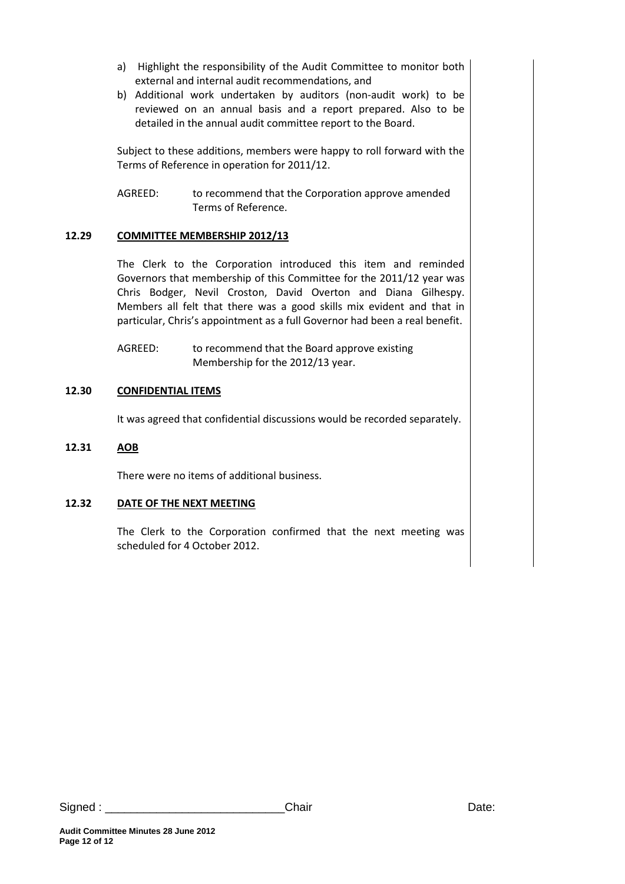a) Highlight the responsibility of the Audit Committee to monitor both external and internal audit recommendations, and
b) Additional work undertaken by auditors (non-audit work) to be reviewed on an annual basis and a report prepared. Also to be detailed in the annual audit committee report to the Board.

Subject to these additions, members were happy to roll forward with the Terms of Reference in operation for 2011/12.

AGREED: to recommend that the Corporation approve amended Terms of Reference.

**12.29 COMMITTEE MEMBERSHIP 2012/13**

The Clerk to the Corporation introduced this item and reminded Governors that membership of this Committee for the 2011/12 year was Chris Bodger, Nevil Croston, David Overton and Diana Gilhespy. Members all felt that there was a good skills mix evident and that in particular, Chris's appointment as a full Governor had been a real benefit.

AGREED: to recommend that the Board approve existing Membership for the 2012/13 year.

**12.30 CONFIDENTIAL ITEMS**

It was agreed that confidential discussions would be recorded separately.

**12.31 AOB**

There were no items of additional business.

**12.32 DATE OF THE NEXT MEETING**

The Clerk to the Corporation confirmed that the next meeting was scheduled for 4 October 2012.

Signed : ___________________________Chair Date:

**Audit Committee Minutes 28 June 2012**